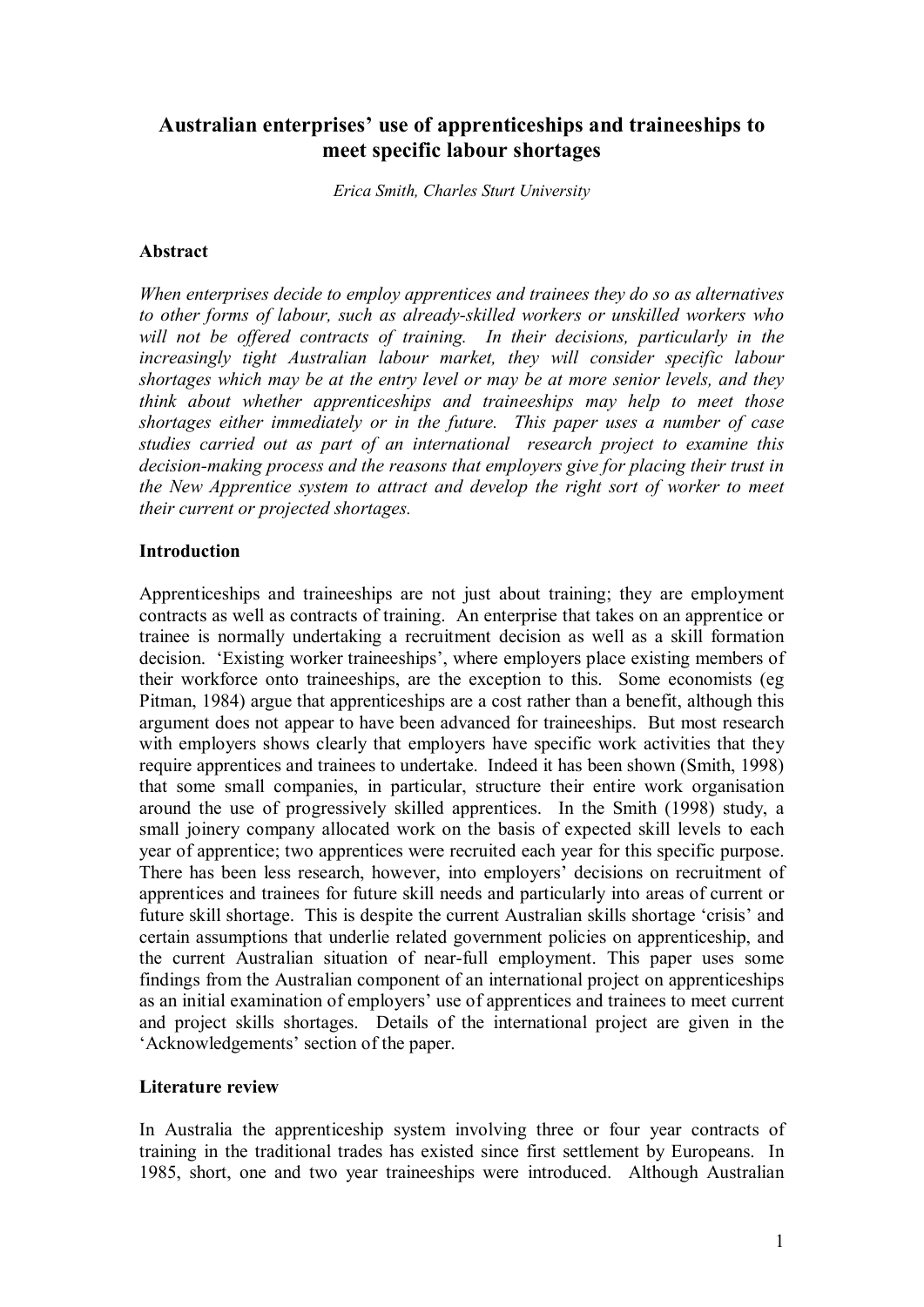# Australian enterprises' use of apprenticeships and traineeships to meet specific labour shortages

*Erica Smith, Charles Sturt University*

## Abstract

*When enterprises decide to employ apprentices and trainees they do so as alternatives to other forms of labour, such as already-skilled workers or unskilled workers who will not be offered contracts of training. In their decisions, particularly in the increasingly tight Australian labour market, they will consider specific labour shortages which may be at the entry level or may be at more senior levels, and they think about whether apprenticeships and traineeships may help to meet those shortages either immediately or in the future. This paper uses a number of case studies carried out as part of an international research project to examine this decision-making process and the reasons that employers give for placing their trust in the New Apprentice system to attract and develop the right sort of worker to meet their current or projected shortages.*

## Introduction

Apprenticeships and traineeships are not just about training; they are employment contracts as well as contracts of training. An enterprise that takes on an apprentice or trainee is normally undertaking a recruitment decision as well as a skill formation decision. 'Existing worker traineeships', where employers place existing members of their workforce onto traineeships, are the exception to this. Some economists (eg Pitman, 1984) argue that apprenticeships are a cost rather than a benefit, although this argument does not appear to have been advanced for traineeships. But most research with employers shows clearly that employers have specific work activities that they require apprentices and trainees to undertake. Indeed it has been shown (Smith, 1998) that some small companies, in particular, structure their entire work organisation around the use of progressively skilled apprentices. In the Smith (1998) study, a small joinery company allocated work on the basis of expected skill levels to each year of apprentice; two apprentices were recruited each year for this specific purpose. There has been less research, however, into employers' decisions on recruitment of apprentices and trainees for future skill needs and particularly into areas of current or future skill shortage. This is despite the current Australian skills shortage 'crisis' and certain assumptions that underlie related government policies on apprenticeship, and the current Australian situation of near-full employment. This paper uses some findings from the Australian component of an international project on apprenticeships as an initial examination of employers' use of apprentices and trainees to meet current and project skills shortages. Details of the international project are given in the 'Acknowledgements' section of the paper.

## Literature review

In Australia the apprenticeship system involving three or four year contracts of training in the traditional trades has existed since first settlement by Europeans. In 1985, short, one and two year traineeships were introduced. Although Australian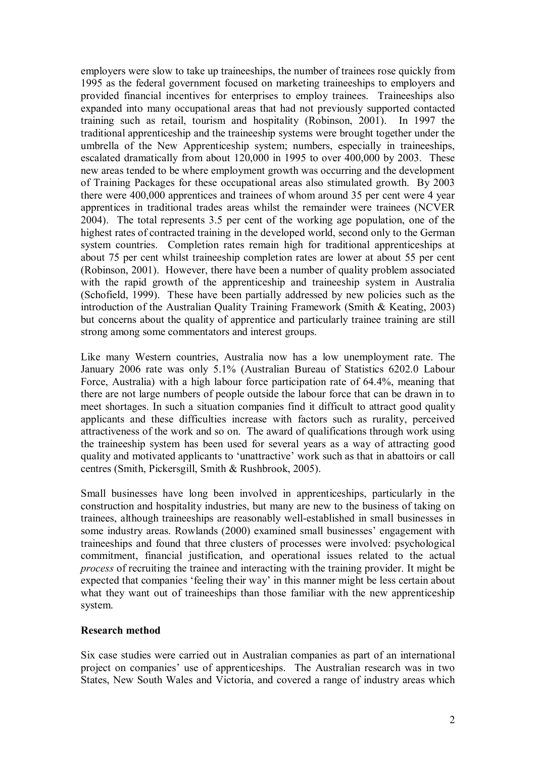employers were slow to take up traineeships, the number of trainees rose quickly from 1995 as the federal government focused on marketing traineeships to employers and provided financial incentives for enterprises to employ trainees. Traineeships also expanded into many occupational areas that had not previously supported contacted training such as retail, tourism and hospitality (Robinson, 2001). In 1997 the traditional apprenticeship and the traineeship systems were brought together under the umbrella of the New Apprenticeship system; numbers, especially in traineeships, escalated dramatically from about 120,000 in 1995 to over 400,000 by 2003. These new areas tended to be where employment growth was occurring and the development of Training Packages for these occupational areas also stimulated growth. By 2003 there were 400,000 apprentices and trainees of whom around 35 per cent were 4 year apprentices in traditional trades areas whilst the remainder were trainees (NCVER 2004). The total represents 3.5 per cent of the working age population, one of the highest rates of contracted training in the developed world, second only to the German system countries. Completion rates remain high for traditional apprenticeships at about 75 per cent whilst traineeship completion rates are lower at about 55 per cent (Robinson, 2001). However, there have been a number of quality problem associated with the rapid growth of the apprenticeship and traineeship system in Australia (Schofield, 1999). These have been partially addressed by new policies such as the introduction of the Australian Quality Training Framework (Smith & Keating, 2003) but concerns about the quality of apprentice and particularly trainee training are still strong among some commentators and interest groups.

Like many Western countries, Australia now has a low unemployment rate. The January 2006 rate was only 5.1% (Australian Bureau of Statistics 6202.0 Labour Force, Australia) with a high labour force participation rate of 64.4%, meaning that there are not large numbers of people outside the labour force that can be drawn in to meet shortages. In such a situation companies find it difficult to attract good quality applicants and these difficulties increase with factors such as rurality, perceived attractiveness of the work and so on. The award of qualifications through work using the traineeship system has been used for several years as a way of attracting good quality and motivated applicants to 'unattractive' work such as that in abattoirs or call centres (Smith, Pickersgill, Smith & Rushbrook, 2005).

Small businesses have long been involved in apprenticeships, particularly in the construction and hospitality industries, but many are new to the business of taking on trainees, although traineeships are reasonably well-established in small businesses in some industry areas. Rowlands (2000) examined small businesses' engagement with traineeships and found that three clusters of processes were involved: psychological commitment, financial justification, and operational issues related to the actual *process* of recruiting the trainee and interacting with the training provider. It might be expected that companies 'feeling their way' in this manner might be less certain about what they want out of traineeships than those familiar with the new apprenticeship system.

**Research method**

Six case studies were carried out in Australian companies as part of an international project on companies' use of apprenticeships. The Australian research was in two States, New South Wales and Victoria, and covered a range of industry areas which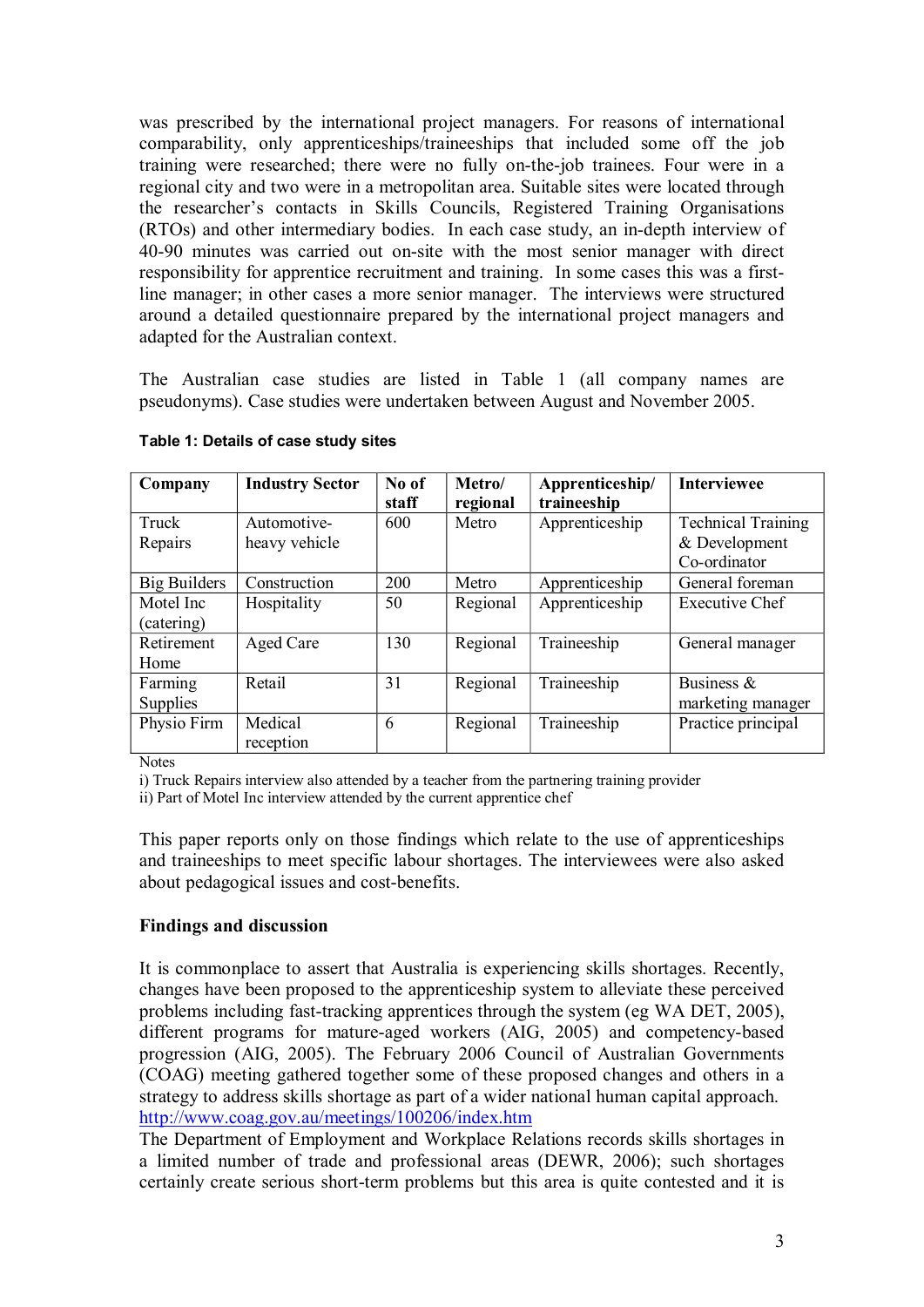was prescribed by the international project managers. For reasons of international comparability, only apprenticeships/traineeships that included some off the job training were researched; there were no fully on-the-job trainees. Four were in a regional city and two were in a metropolitan area. Suitable sites were located through the researcher's contacts in Skills Councils, Registered Training Organisations (RTOs) and other intermediary bodies. In each case study, an in-depth interview of 40-90 minutes was carried out on-site with the most senior manager with direct responsibility for apprentice recruitment and training. In some cases this was a first-line manager; in other cases a more senior manager. The interviews were structured around a detailed questionnaire prepared by the international project managers and adapted for the Australian context.

The Australian case studies are listed in Table 1 (all company names are pseudonyms). Case studies were undertaken between August and November 2005.

**Table 1: Details of case study sites**

| Company | Industry Sector | No of staff | Metro/ regional | Apprenticeship/ traineeship | Interviewee |
|---|---|---|---|---|---|
| Truck Repairs | Automotive- heavy vehicle | 600 | Metro | Apprenticeship | Technical Training & Development Co-ordinator |
| Big Builders | Construction | 200 | Metro | Apprenticeship | General foreman |
| Motel Inc (catering) | Hospitality | 50 | Regional | Apprenticeship | Executive Chef |
| Retirement Home | Aged Care | 130 | Regional | Traineeship | General manager |
| Farming Supplies | Retail | 31 | Regional | Traineeship | Business & marketing manager |
| Physio Firm | Medical reception | 6 | Regional | Traineeship | Practice principal |

Notes
i) Truck Repairs interview also attended by a teacher from the partnering training provider
ii) Part of Motel Inc interview attended by the current apprentice chef

This paper reports only on those findings which relate to the use of apprenticeships and traineeships to meet specific labour shortages. The interviewees were also asked about pedagogical issues and cost-benefits.

## Findings and discussion

It is commonplace to assert that Australia is experiencing skills shortages. Recently, changes have been proposed to the apprenticeship system to alleviate these perceived problems including fast-tracking apprentices through the system (eg WA DET, 2005), different programs for mature-aged workers (AIG, 2005) and competency-based progression (AIG, 2005). The February 2006 Council of Australian Governments (COAG) meeting gathered together some of these proposed changes and others in a strategy to address skills shortage as part of a wider national human capital approach. http://www.coag.gov.au/meetings/100206/index.htm
The Department of Employment and Workplace Relations records skills shortages in a limited number of trade and professional areas (DEWR, 2006); such shortages certainly create serious short-term problems but this area is quite contested and it is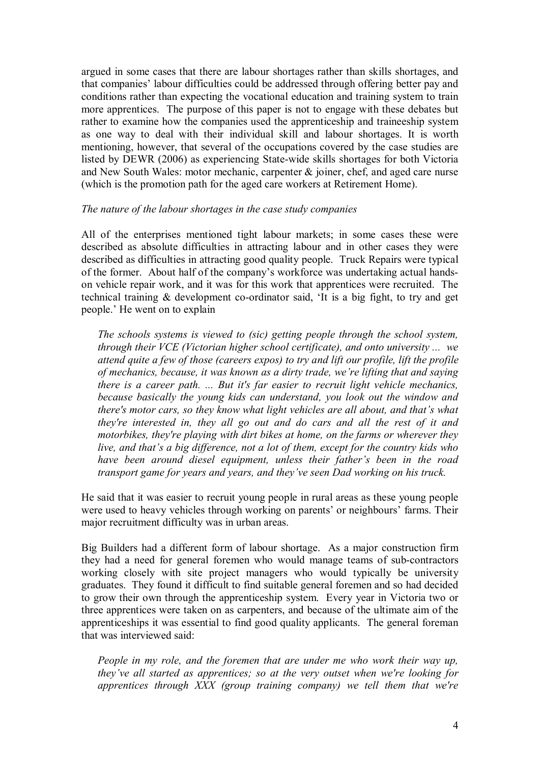argued in some cases that there are labour shortages rather than skills shortages, and that companies' labour difficulties could be addressed through offering better pay and conditions rather than expecting the vocational education and training system to train more apprentices. The purpose of this paper is not to engage with these debates but rather to examine how the companies used the apprenticeship and traineeship system as one way to deal with their individual skill and labour shortages. It is worth mentioning, however, that several of the occupations covered by the case studies are listed by DEWR (2006) as experiencing State-wide skills shortages for both Victoria and New South Wales: motor mechanic, carpenter & joiner, chef, and aged care nurse (which is the promotion path for the aged care workers at Retirement Home).

*The nature of the labour shortages in the case study companies*

All of the enterprises mentioned tight labour markets; in some cases these were described as absolute difficulties in attracting labour and in other cases they were described as difficulties in attracting good quality people. Truck Repairs were typical of the former. About half of the company's workforce was undertaking actual hands-on vehicle repair work, and it was for this work that apprentices were recruited. The technical training & development co-ordinator said, 'It is a big fight, to try and get people.' He went on to explain

> *The schools systems is viewed to (sic) getting people through the school system, through their VCE (Victorian higher school certificate), and onto university ... we attend quite a few of those (careers expos) to try and lift our profile, lift the profile of mechanics, because, it was known as a dirty trade, we're lifting that and saying there is a career path. ... But it's far easier to recruit light vehicle mechanics, because basically the young kids can understand, you look out the window and there's motor cars, so they know what light vehicles are all about, and that's what they're interested in, they all go out and do cars and all the rest of it and motorbikes, they're playing with dirt bikes at home, on the farms or wherever they live, and that's a big difference, not a lot of them, except for the country kids who have been around diesel equipment, unless their father's been in the road transport game for years and years, and they've seen Dad working on his truck.*

He said that it was easier to recruit young people in rural areas as these young people were used to heavy vehicles through working on parents' or neighbours' farms. Their major recruitment difficulty was in urban areas.

Big Builders had a different form of labour shortage. As a major construction firm they had a need for general foremen who would manage teams of sub-contractors working closely with site project managers who would typically be university graduates. They found it difficult to find suitable general foremen and so had decided to grow their own through the apprenticeship system. Every year in Victoria two or three apprentices were taken on as carpenters, and because of the ultimate aim of the apprenticeships it was essential to find good quality applicants. The general foreman that was interviewed said:

> *People in my role, and the foremen that are under me who work their way up, they've all started as apprentices; so at the very outset when we're looking for apprentices through XXX (group training company) we tell them that we're*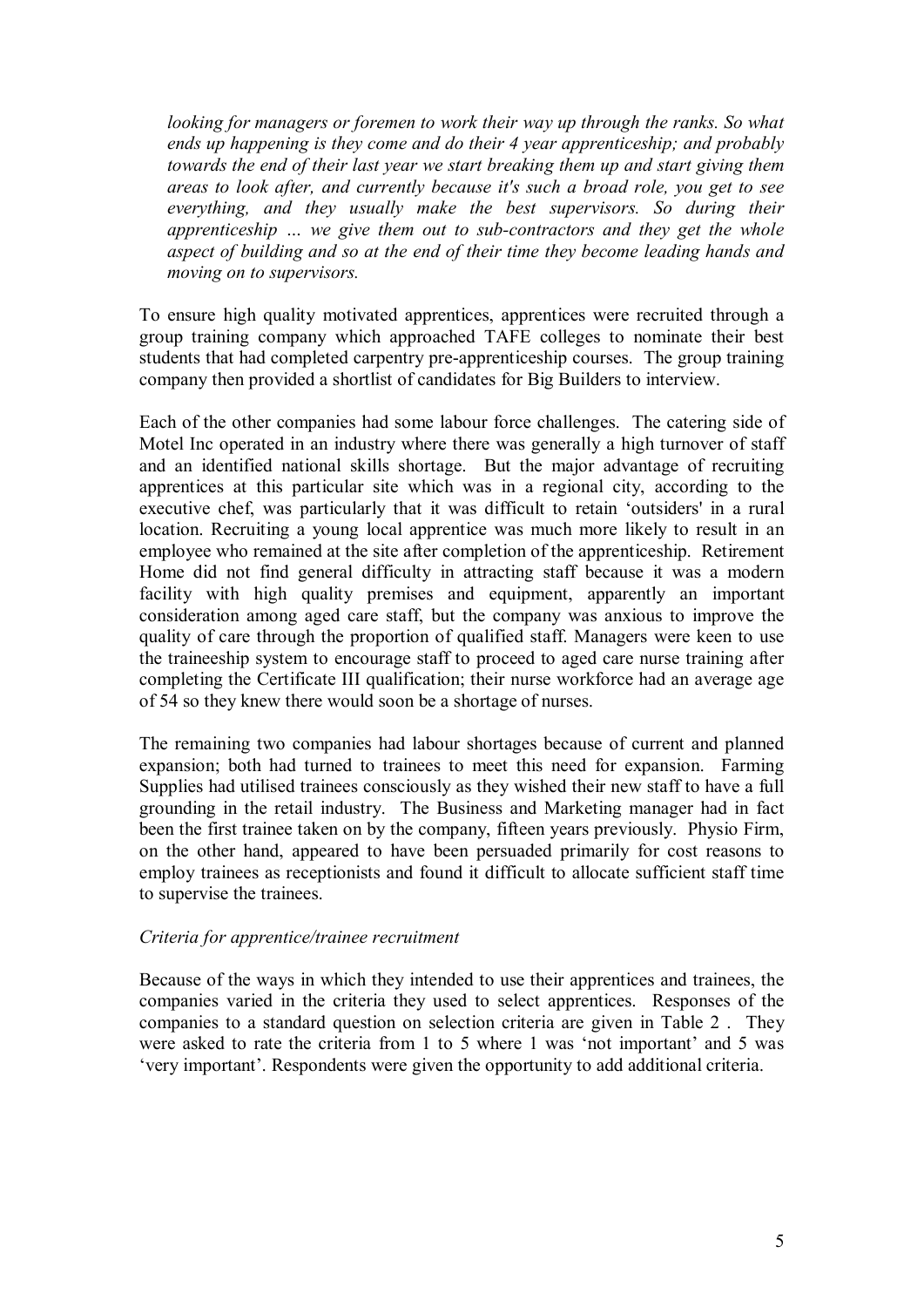*looking for managers or foremen to work their way up through the ranks. So what ends up happening is they come and do their 4 year apprenticeship; and probably towards the end of their last year we start breaking them up and start giving them areas to look after, and currently because it's such a broad role, you get to see everything, and they usually make the best supervisors. So during their apprenticeship ... we give them out to sub-contractors and they get the whole aspect of building and so at the end of their time they become leading hands and moving on to supervisors.*

To ensure high quality motivated apprentices, apprentices were recruited through a group training company which approached TAFE colleges to nominate their best students that had completed carpentry pre-apprenticeship courses. The group training company then provided a shortlist of candidates for Big Builders to interview.

Each of the other companies had some labour force challenges. The catering side of Motel Inc operated in an industry where there was generally a high turnover of staff and an identified national skills shortage. But the major advantage of recruiting apprentices at this particular site which was in a regional city, according to the executive chef, was particularly that it was difficult to retain 'outsiders' in a rural location. Recruiting a young local apprentice was much more likely to result in an employee who remained at the site after completion of the apprenticeship. Retirement Home did not find general difficulty in attracting staff because it was a modern facility with high quality premises and equipment, apparently an important consideration among aged care staff, but the company was anxious to improve the quality of care through the proportion of qualified staff. Managers were keen to use the traineeship system to encourage staff to proceed to aged care nurse training after completing the Certificate III qualification; their nurse workforce had an average age of 54 so they knew there would soon be a shortage of nurses.

The remaining two companies had labour shortages because of current and planned expansion; both had turned to trainees to meet this need for expansion. Farming Supplies had utilised trainees consciously as they wished their new staff to have a full grounding in the retail industry. The Business and Marketing manager had in fact been the first trainee taken on by the company, fifteen years previously. Physio Firm, on the other hand, appeared to have been persuaded primarily for cost reasons to employ trainees as receptionists and found it difficult to allocate sufficient staff time to supervise the trainees.

*Criteria for apprentice/trainee recruitment*

Because of the ways in which they intended to use their apprentices and trainees, the companies varied in the criteria they used to select apprentices. Responses of the companies to a standard question on selection criteria are given in Table 2 . They were asked to rate the criteria from 1 to 5 where 1 was 'not important' and 5 was 'very important'. Respondents were given the opportunity to add additional criteria.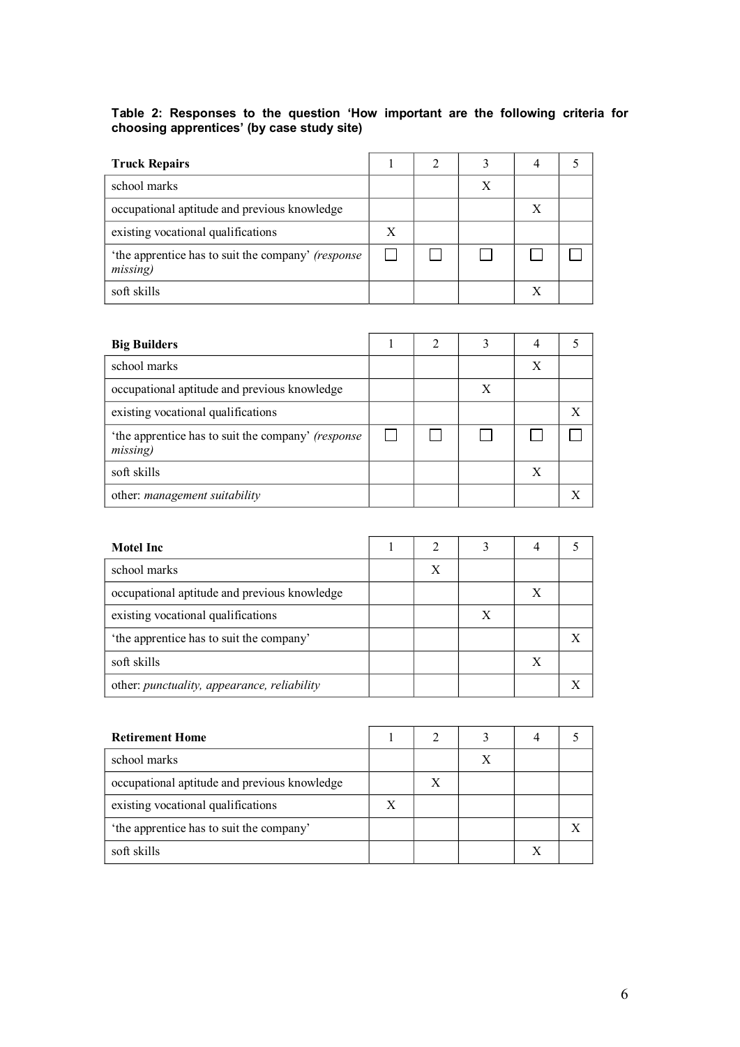**Table 2: Responses to the question 'How important are the following criteria for choosing apprentices' (by case study site)**

| **Truck Repairs** | 1 | 2 | 3 | 4 | 5 |
|---|---|---|---|---|---|
| school marks | | | X | | |
| occupational aptitude and previous knowledge | | | | X | |
| existing vocational qualifications | X | | | | |
| 'the apprentice has to suit the company' *(response missing)* | ☐ | ☐ | ☐ | ☐ | ☐ |
| soft skills | | | | X | |

| **Big Builders** | 1 | 2 | 3 | 4 | 5 |
|---|---|---|---|---|---|
| school marks | | | | X | |
| occupational aptitude and previous knowledge | | | X | | |
| existing vocational qualifications | | | | | X |
| 'the apprentice has to suit the company' *(response missing)* | ☐ | ☐ | ☐ | ☐ | ☐ |
| soft skills | | | | X | |
| other: *management suitability* | | | | | X |

| **Motel Inc** | 1 | 2 | 3 | 4 | 5 |
|---|---|---|---|---|---|
| school marks | | X | | | |
| occupational aptitude and previous knowledge | | | | X | |
| existing vocational qualifications | | | X | | |
| 'the apprentice has to suit the company' | | | | | X |
| soft skills | | | | X | |
| other: *punctuality, appearance, reliability* | | | | | X |

| **Retirement Home** | 1 | 2 | 3 | 4 | 5 |
|---|---|---|---|---|---|
| school marks | | | X | | |
| occupational aptitude and previous knowledge | | X | | | |
| existing vocational qualifications | X | | | | |
| 'the apprentice has to suit the company' | | | | | X |
| soft skills | | | | X | |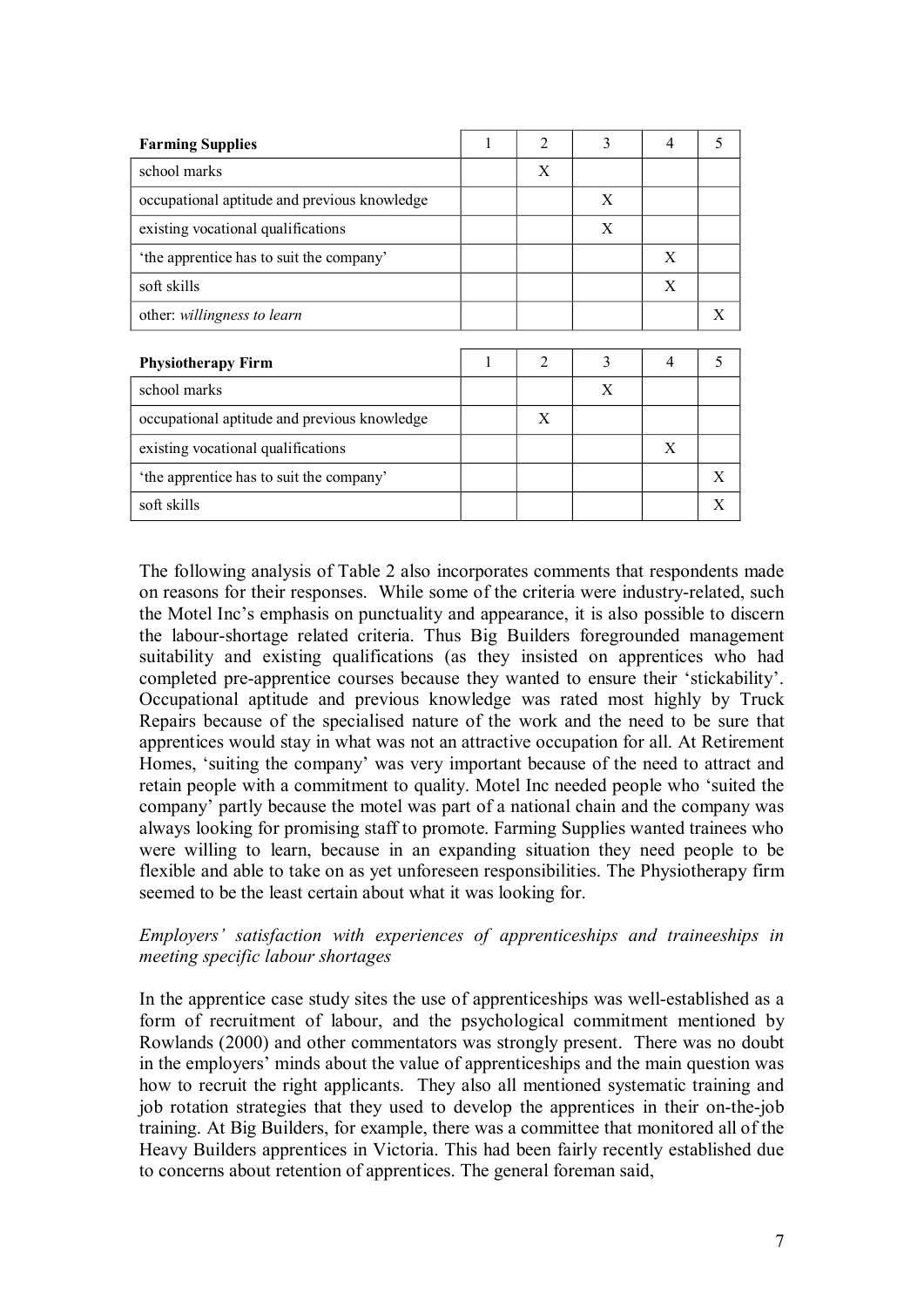| **Farming Supplies** | 1 | 2 | 3 | 4 | 5 |
|---|---|---|---|---|---|
| school marks | | X | | | |
| occupational aptitude and previous knowledge | | | X | | |
| existing vocational qualifications | | | X | | |
| 'the apprentice has to suit the company' | | | | X | |
| soft skills | | | | X | |
| other: *willingness to learn* | | | | | X |

| **Physiotherapy Firm** | 1 | 2 | 3 | 4 | 5 |
|---|---|---|---|---|---|
| school marks | | | X | | |
| occupational aptitude and previous knowledge | | X | | | |
| existing vocational qualifications | | | | X | |
| 'the apprentice has to suit the company' | | | | | X |
| soft skills | | | | | X |

The following analysis of Table 2 also incorporates comments that respondents made on reasons for their responses. While some of the criteria were industry-related, such the Motel Inc's emphasis on punctuality and appearance, it is also possible to discern the labour-shortage related criteria. Thus Big Builders foregrounded management suitability and existing qualifications (as they insisted on apprentices who had completed pre-apprentice courses because they wanted to ensure their 'stickability'. Occupational aptitude and previous knowledge was rated most highly by Truck Repairs because of the specialised nature of the work and the need to be sure that apprentices would stay in what was not an attractive occupation for all. At Retirement Homes, 'suiting the company' was very important because of the need to attract and retain people with a commitment to quality. Motel Inc needed people who 'suited the company' partly because the motel was part of a national chain and the company was always looking for promising staff to promote. Farming Supplies wanted trainees who were willing to learn, because in an expanding situation they need people to be flexible and able to take on as yet unforeseen responsibilities. The Physiotherapy firm seemed to be the least certain about what it was looking for.

*Employers' satisfaction with experiences of apprenticeships and traineeships in meeting specific labour shortages*

In the apprentice case study sites the use of apprenticeships was well-established as a form of recruitment of labour, and the psychological commitment mentioned by Rowlands (2000) and other commentators was strongly present. There was no doubt in the employers' minds about the value of apprenticeships and the main question was how to recruit the right applicants. They also all mentioned systematic training and job rotation strategies that they used to develop the apprentices in their on-the-job training. At Big Builders, for example, there was a committee that monitored all of the Heavy Builders apprentices in Victoria. This had been fairly recently established due to concerns about retention of apprentices. The general foreman said,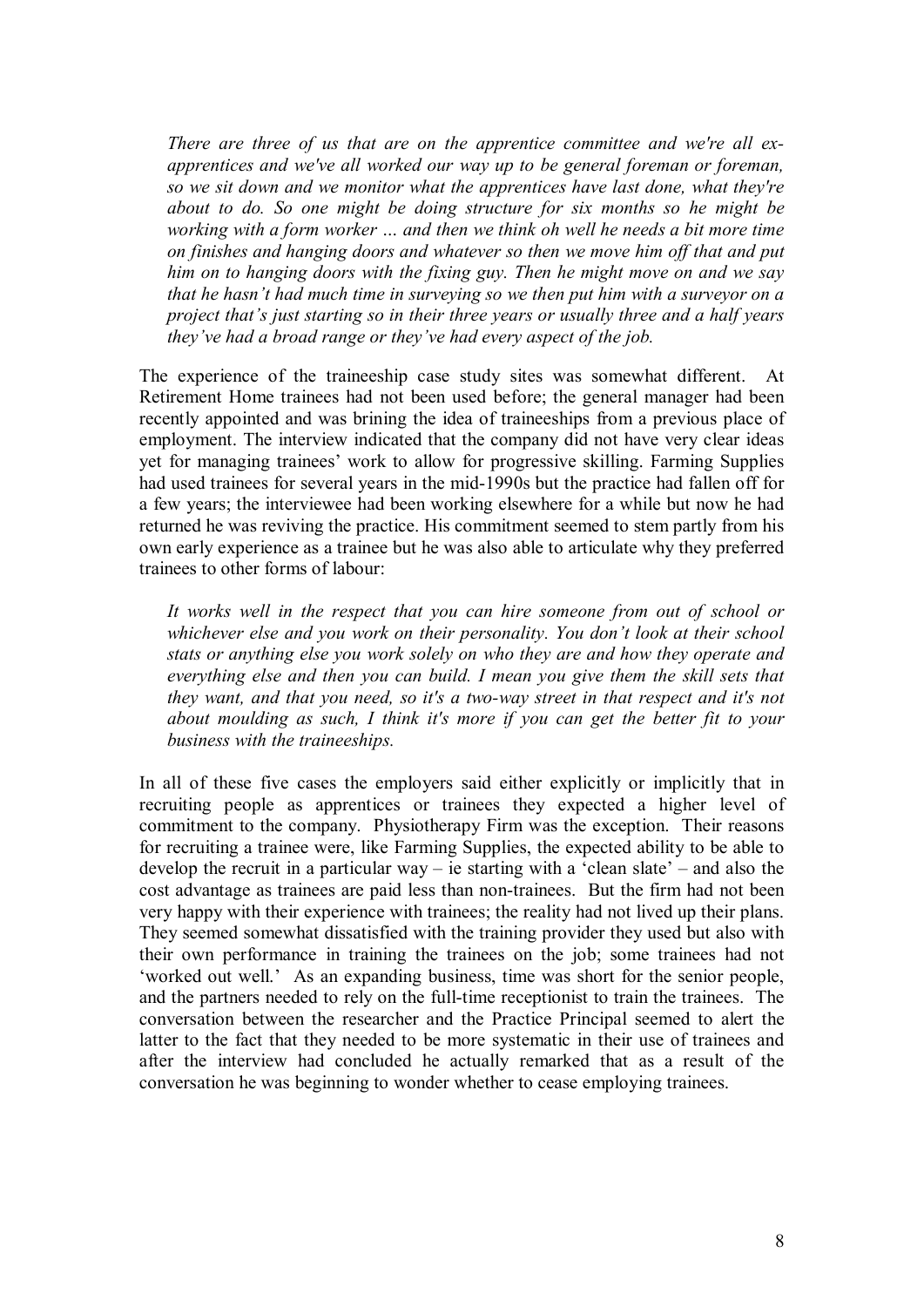*There are three of us that are on the apprentice committee and we're all ex-apprentices and we've all worked our way up to be general foreman or foreman, so we sit down and we monitor what the apprentices have last done, what they're about to do. So one might be doing structure for six months so he might be working with a form worker … and then we think oh well he needs a bit more time on finishes and hanging doors and whatever so then we move him off that and put him on to hanging doors with the fixing guy. Then he might move on and we say that he hasn't had much time in surveying so we then put him with a surveyor on a project that's just starting so in their three years or usually three and a half years they've had a broad range or they've had every aspect of the job.*

The experience of the traineeship case study sites was somewhat different. At Retirement Home trainees had not been used before; the general manager had been recently appointed and was brining the idea of traineeships from a previous place of employment. The interview indicated that the company did not have very clear ideas yet for managing trainees' work to allow for progressive skilling. Farming Supplies had used trainees for several years in the mid-1990s but the practice had fallen off for a few years; the interviewee had been working elsewhere for a while but now he had returned he was reviving the practice. His commitment seemed to stem partly from his own early experience as a trainee but he was also able to articulate why they preferred trainees to other forms of labour:

*It works well in the respect that you can hire someone from out of school or whichever else and you work on their personality. You don't look at their school stats or anything else you work solely on who they are and how they operate and everything else and then you can build. I mean you give them the skill sets that they want, and that you need, so it's a two-way street in that respect and it's not about moulding as such, I think it's more if you can get the better fit to your business with the traineeships.*

In all of these five cases the employers said either explicitly or implicitly that in recruiting people as apprentices or trainees they expected a higher level of commitment to the company. Physiotherapy Firm was the exception. Their reasons for recruiting a trainee were, like Farming Supplies, the expected ability to be able to develop the recruit in a particular way – ie starting with a 'clean slate' – and also the cost advantage as trainees are paid less than non-trainees. But the firm had not been very happy with their experience with trainees; the reality had not lived up their plans. They seemed somewhat dissatisfied with the training provider they used but also with their own performance in training the trainees on the job; some trainees had not 'worked out well.' As an expanding business, time was short for the senior people, and the partners needed to rely on the full-time receptionist to train the trainees. The conversation between the researcher and the Practice Principal seemed to alert the latter to the fact that they needed to be more systematic in their use of trainees and after the interview had concluded he actually remarked that as a result of the conversation he was beginning to wonder whether to cease employing trainees.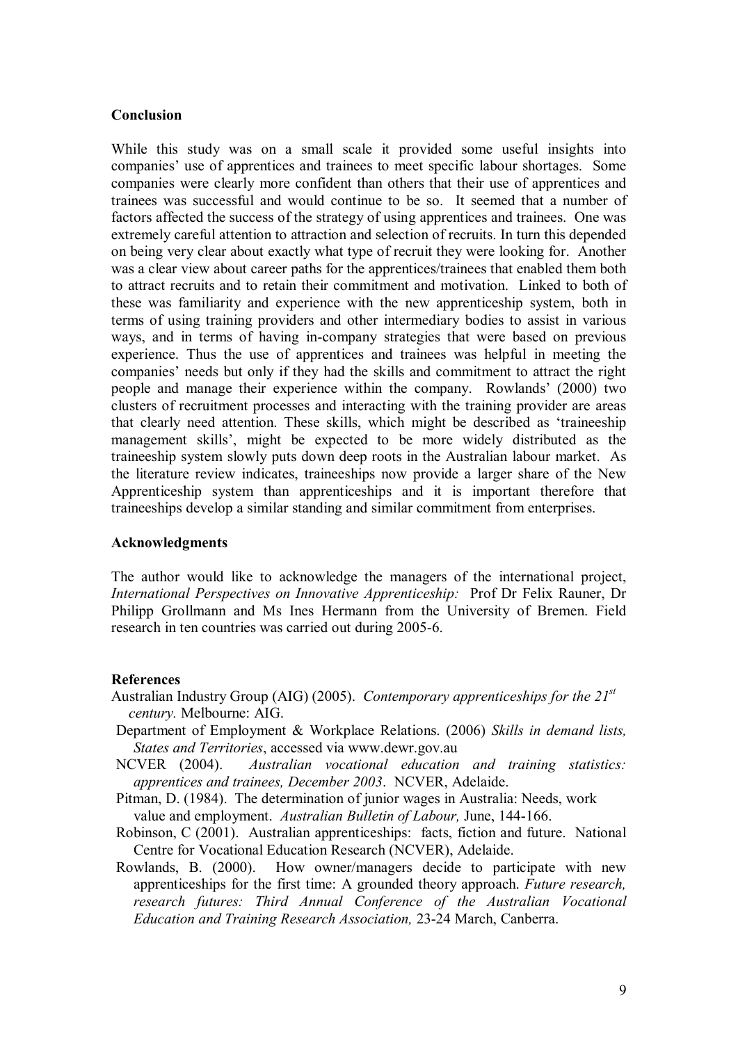## Conclusion

While this study was on a small scale it provided some useful insights into companies' use of apprentices and trainees to meet specific labour shortages. Some companies were clearly more confident than others that their use of apprentices and trainees was successful and would continue to be so. It seemed that a number of factors affected the success of the strategy of using apprentices and trainees. One was extremely careful attention to attraction and selection of recruits. In turn this depended on being very clear about exactly what type of recruit they were looking for. Another was a clear view about career paths for the apprentices/trainees that enabled them both to attract recruits and to retain their commitment and motivation. Linked to both of these was familiarity and experience with the new apprenticeship system, both in terms of using training providers and other intermediary bodies to assist in various ways, and in terms of having in-company strategies that were based on previous experience. Thus the use of apprentices and trainees was helpful in meeting the companies' needs but only if they had the skills and commitment to attract the right people and manage their experience within the company. Rowlands' (2000) two clusters of recruitment processes and interacting with the training provider are areas that clearly need attention. These skills, which might be described as 'traineeship management skills', might be expected to be more widely distributed as the traineeship system slowly puts down deep roots in the Australian labour market. As the literature review indicates, traineeships now provide a larger share of the New Apprenticeship system than apprenticeships and it is important therefore that traineeships develop a similar standing and similar commitment from enterprises.

## Acknowledgments

The author would like to acknowledge the managers of the international project, *International Perspectives on Innovative Apprenticeship:* Prof Dr Felix Rauner, Dr Philipp Grollmann and Ms Ines Hermann from the University of Bremen. Field research in ten countries was carried out during 2005-6.

## References

Australian Industry Group (AIG) (2005). *Contemporary apprenticeships for the 21st century.* Melbourne: AIG.

Department of Employment & Workplace Relations. (2006) *Skills in demand lists, States and Territories*, accessed via www.dewr.gov.au

NCVER (2004). *Australian vocational education and training statistics: apprentices and trainees, December 2003*. NCVER, Adelaide.

Pitman, D. (1984). The determination of junior wages in Australia: Needs, work value and employment. *Australian Bulletin of Labour,* June, 144-166.

Robinson, C (2001). Australian apprenticeships: facts, fiction and future. National Centre for Vocational Education Research (NCVER), Adelaide.

Rowlands, B. (2000). How owner/managers decide to participate with new apprenticeships for the first time: A grounded theory approach. *Future research, research futures: Third Annual Conference of the Australian Vocational Education and Training Research Association,* 23-24 March, Canberra.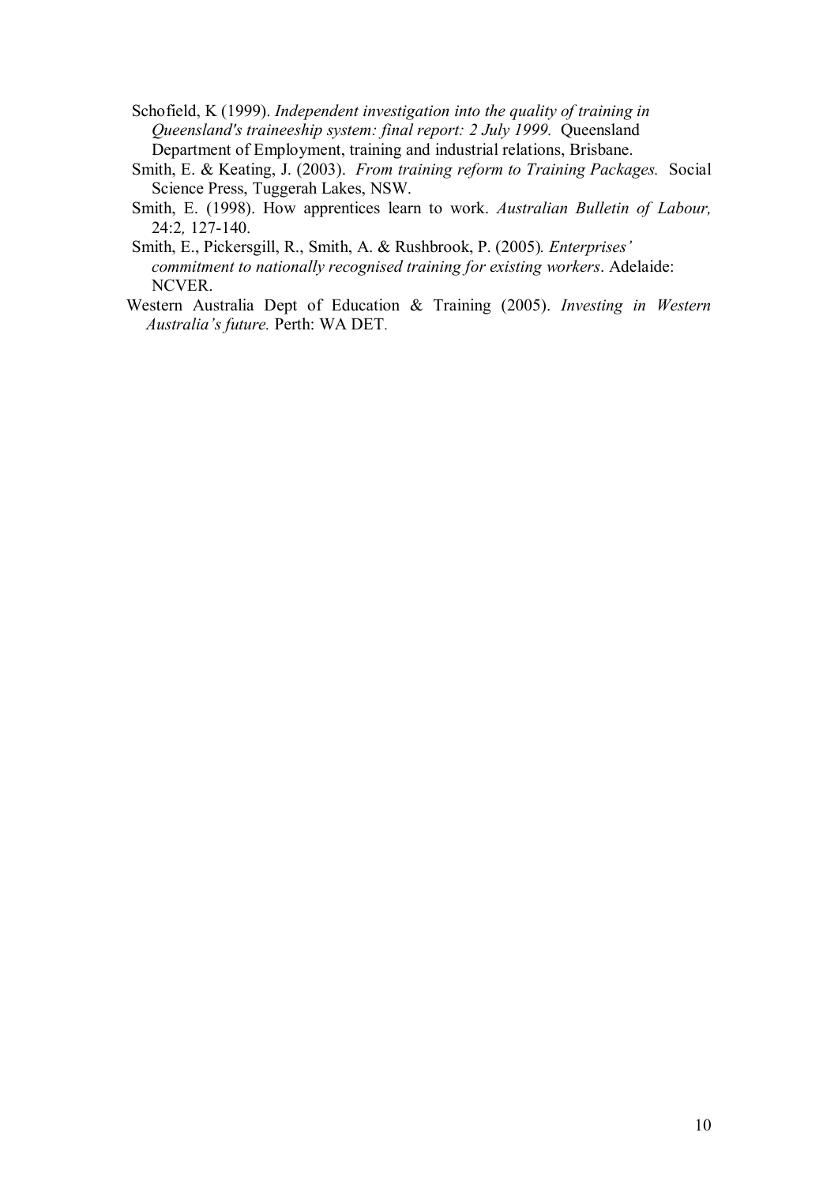Schofield, K (1999). *Independent investigation into the quality of training in Queensland's traineeship system: final report: 2 July 1999.* Queensland Department of Employment, training and industrial relations, Brisbane.

Smith, E. & Keating, J. (2003). *From training reform to Training Packages.* Social Science Press, Tuggerah Lakes, NSW.

Smith, E. (1998). How apprentices learn to work. *Australian Bulletin of Labour,* 24:2*,* 127-140.

Smith, E., Pickersgill, R., Smith, A. & Rushbrook, P. (2005)*. Enterprises' commitment to nationally recognised training for existing workers*. Adelaide: NCVER.

Western Australia Dept of Education & Training (2005). *Investing in Western Australia's future.* Perth: WA DET.